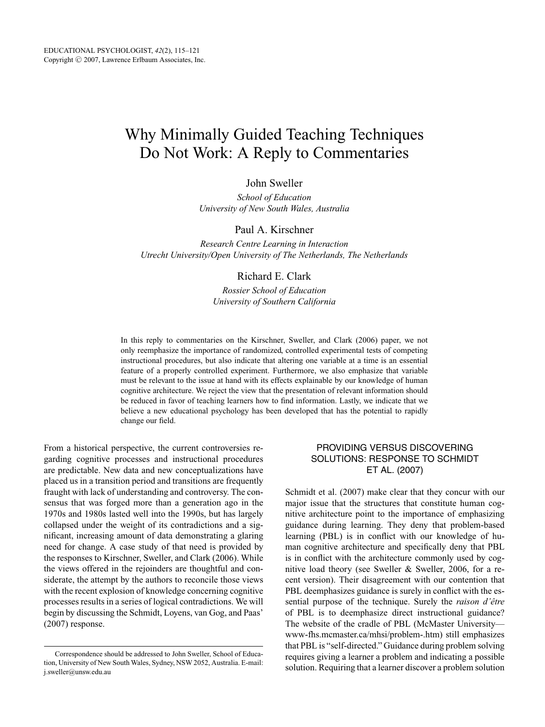# Why Minimally Guided Teaching Techniques Do Not Work: A Reply to Commentaries

John Sweller

*School of Education*
*University of New South Wales, Australia*

Paul A. Kirschner

*Research Centre Learning in Interaction*
*Utrecht University/Open University of The Netherlands, The Netherlands*

Richard E. Clark

*Rossier School of Education*
*University of Southern California*

In this reply to commentaries on the Kirschner, Sweller, and Clark (2006) paper, we not only reemphasize the importance of randomized, controlled experimental tests of competing instructional procedures, but also indicate that altering one variable at a time is an essential feature of a properly controlled experiment. Furthermore, we also emphasize that variable must be relevant to the issue at hand with its effects explainable by our knowledge of human cognitive architecture. We reject the view that the presentation of relevant information should be reduced in favor of teaching learners how to find information. Lastly, we indicate that we believe a new educational psychology has been developed that has the potential to rapidly change our field.

From a historical perspective, the current controversies regarding cognitive processes and instructional procedures are predictable. New data and new conceptualizations have placed us in a transition period and transitions are frequently fraught with lack of understanding and controversy. The consensus that was forged more than a generation ago in the 1970s and 1980s lasted well into the 1990s, but has largely collapsed under the weight of its contradictions and a significant, increasing amount of data demonstrating a glaring need for change. A case study of that need is provided by the responses to Kirschner, Sweller, and Clark (2006). While the views offered in the rejoinders are thoughtful and considerate, the attempt by the authors to reconcile those views with the recent explosion of knowledge concerning cognitive processes results in a series of logical contradictions. We will begin by discussing the Schmidt, Loyens, van Gog, and Paas' (2007) response.

## PROVIDING VERSUS DISCOVERING SOLUTIONS: RESPONSE TO SCHMIDT ET AL. (2007)

Schmidt et al. (2007) make clear that they concur with our major issue that the structures that constitute human cognitive architecture point to the importance of emphasizing guidance during learning. They deny that problem-based learning (PBL) is in conflict with our knowledge of human cognitive architecture and specifically deny that PBL is in conflict with the architecture commonly used by cognitive load theory (see Sweller & Sweller, 2006, for a recent version). Their disagreement with our contention that PBL deemphasizes guidance is surely in conflict with the essential purpose of the technique. Surely the *raison d'être* of PBL is to deemphasize direct instructional guidance? The website of the cradle of PBL (McMaster University—www-fhs.mcmaster.ca/mhsi/problem-.htm) still emphasizes that PBL is "self-directed." Guidance during problem solving requires giving a learner a problem and indicating a possible solution. Requiring that a learner discover a problem solution

Correspondence should be addressed to John Sweller, School of Education, University of New South Wales, Sydney, NSW 2052, Australia. E-mail: j.sweller@unsw.edu.au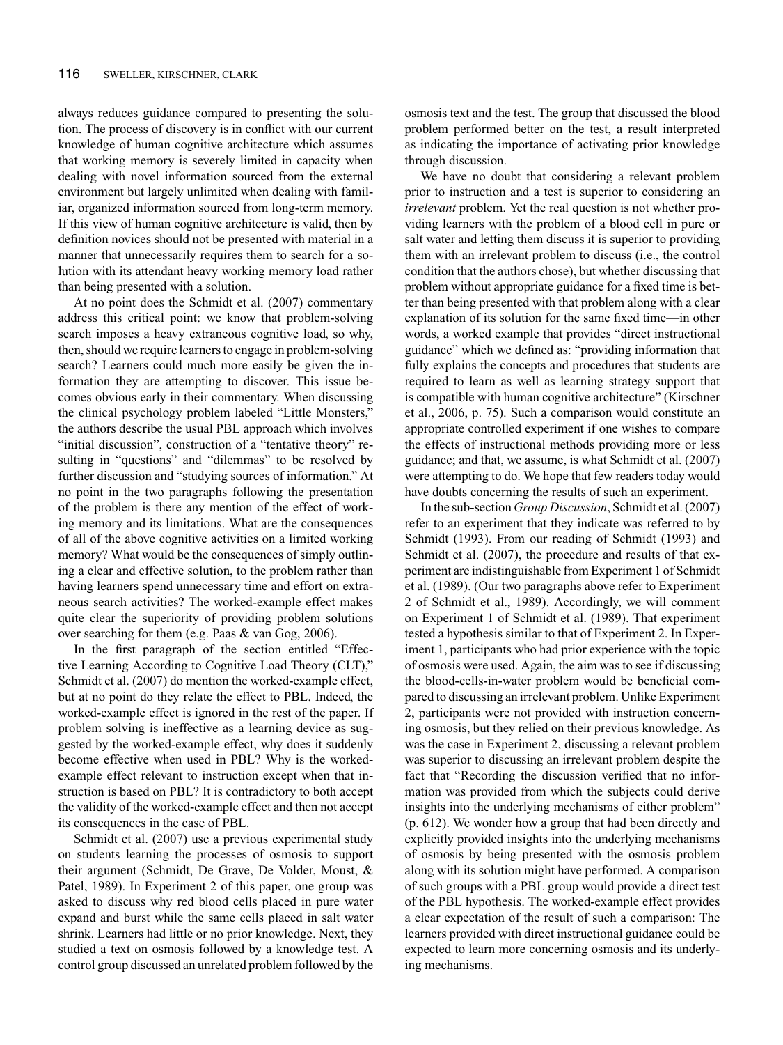always reduces guidance compared to presenting the solution. The process of discovery is in conflict with our current knowledge of human cognitive architecture which assumes that working memory is severely limited in capacity when dealing with novel information sourced from the external environment but largely unlimited when dealing with familiar, organized information sourced from long-term memory. If this view of human cognitive architecture is valid, then by definition novices should not be presented with material in a manner that unnecessarily requires them to search for a solution with its attendant heavy working memory load rather than being presented with a solution.

At no point does the Schmidt et al. (2007) commentary address this critical point: we know that problem-solving search imposes a heavy extraneous cognitive load, so why, then, should we require learners to engage in problem-solving search? Learners could much more easily be given the information they are attempting to discover. This issue becomes obvious early in their commentary. When discussing the clinical psychology problem labeled "Little Monsters," the authors describe the usual PBL approach which involves "initial discussion", construction of a "tentative theory" resulting in "questions" and "dilemmas" to be resolved by further discussion and "studying sources of information." At no point in the two paragraphs following the presentation of the problem is there any mention of the effect of working memory and its limitations. What are the consequences of all of the above cognitive activities on a limited working memory? What would be the consequences of simply outlining a clear and effective solution, to the problem rather than having learners spend unnecessary time and effort on extraneous search activities? The worked-example effect makes quite clear the superiority of providing problem solutions over searching for them (e.g. Paas & van Gog, 2006).

In the first paragraph of the section entitled "Effective Learning According to Cognitive Load Theory (CLT)," Schmidt et al. (2007) do mention the worked-example effect, but at no point do they relate the effect to PBL. Indeed, the worked-example effect is ignored in the rest of the paper. If problem solving is ineffective as a learning device as suggested by the worked-example effect, why does it suddenly become effective when used in PBL? Why is the worked-example effect relevant to instruction except when that instruction is based on PBL? It is contradictory to both accept the validity of the worked-example effect and then not accept its consequences in the case of PBL.

Schmidt et al. (2007) use a previous experimental study on students learning the processes of osmosis to support their argument (Schmidt, De Grave, De Volder, Moust, & Patel, 1989). In Experiment 2 of this paper, one group was asked to discuss why red blood cells placed in pure water expand and burst while the same cells placed in salt water shrink. Learners had little or no prior knowledge. Next, they studied a text on osmosis followed by a knowledge test. A control group discussed an unrelated problem followed by the osmosis text and the test. The group that discussed the blood problem performed better on the test, a result interpreted as indicating the importance of activating prior knowledge through discussion.

We have no doubt that considering a relevant problem prior to instruction and a test is superior to considering an *irrelevant* problem. Yet the real question is not whether providing learners with the problem of a blood cell in pure or salt water and letting them discuss it is superior to providing them with an irrelevant problem to discuss (i.e., the control condition that the authors chose), but whether discussing that problem without appropriate guidance for a fixed time is better than being presented with that problem along with a clear explanation of its solution for the same fixed time—in other words, a worked example that provides "direct instructional guidance" which we defined as: "providing information that fully explains the concepts and procedures that students are required to learn as well as learning strategy support that is compatible with human cognitive architecture" (Kirschner et al., 2006, p. 75). Such a comparison would constitute an appropriate controlled experiment if one wishes to compare the effects of instructional methods providing more or less guidance; and that, we assume, is what Schmidt et al. (2007) were attempting to do. We hope that few readers today would have doubts concerning the results of such an experiment.

In the sub-section *Group Discussion*, Schmidt et al. (2007) refer to an experiment that they indicate was referred to by Schmidt (1993). From our reading of Schmidt (1993) and Schmidt et al. (2007), the procedure and results of that experiment are indistinguishable from Experiment 1 of Schmidt et al. (1989). (Our two paragraphs above refer to Experiment 2 of Schmidt et al., 1989). Accordingly, we will comment on Experiment 1 of Schmidt et al. (1989). That experiment tested a hypothesis similar to that of Experiment 2. In Experiment 1, participants who had prior experience with the topic of osmosis were used. Again, the aim was to see if discussing the blood-cells-in-water problem would be beneficial compared to discussing an irrelevant problem. Unlike Experiment 2, participants were not provided with instruction concerning osmosis, but they relied on their previous knowledge. As was the case in Experiment 2, discussing a relevant problem was superior to discussing an irrelevant problem despite the fact that "Recording the discussion verified that no information was provided from which the subjects could derive insights into the underlying mechanisms of either problem" (p. 612). We wonder how a group that had been directly and explicitly provided insights into the underlying mechanisms of osmosis by being presented with the osmosis problem along with its solution might have performed. A comparison of such groups with a PBL group would provide a direct test of the PBL hypothesis. The worked-example effect provides a clear expectation of the result of such a comparison: The learners provided with direct instructional guidance could be expected to learn more concerning osmosis and its underlying mechanisms.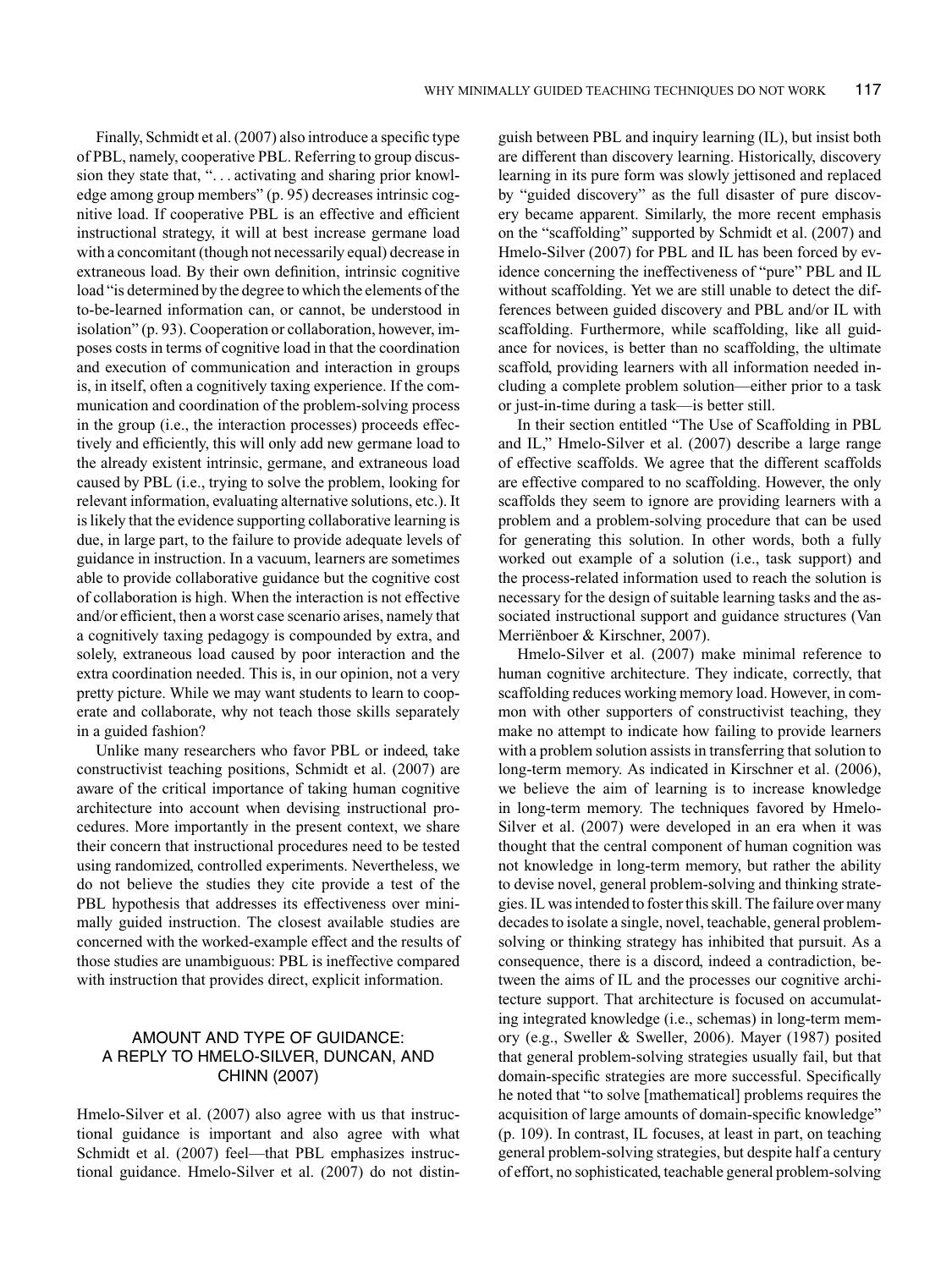Finally, Schmidt et al. (2007) also introduce a specific type of PBL, namely, cooperative PBL. Referring to group discussion they state that, ". . . activating and sharing prior knowledge among group members" (p. 95) decreases intrinsic cognitive load. If cooperative PBL is an effective and efficient instructional strategy, it will at best increase germane load with a concomitant (though not necessarily equal) decrease in extraneous load. By their own definition, intrinsic cognitive load "is determined by the degree to which the elements of the to-be-learned information can, or cannot, be understood in isolation" (p. 93). Cooperation or collaboration, however, imposes costs in terms of cognitive load in that the coordination and execution of communication and interaction in groups is, in itself, often a cognitively taxing experience. If the communication and coordination of the problem-solving process in the group (i.e., the interaction processes) proceeds effectively and efficiently, this will only add new germane load to the already existent intrinsic, germane, and extraneous load caused by PBL (i.e., trying to solve the problem, looking for relevant information, evaluating alternative solutions, etc.). It is likely that the evidence supporting collaborative learning is due, in large part, to the failure to provide adequate levels of guidance in instruction. In a vacuum, learners are sometimes able to provide collaborative guidance but the cognitive cost of collaboration is high. When the interaction is not effective and/or efficient, then a worst case scenario arises, namely that a cognitively taxing pedagogy is compounded by extra, and solely, extraneous load caused by poor interaction and the extra coordination needed. This is, in our opinion, not a very pretty picture. While we may want students to learn to cooperate and collaborate, why not teach those skills separately in a guided fashion?

Unlike many researchers who favor PBL or indeed, take constructivist teaching positions, Schmidt et al. (2007) are aware of the critical importance of taking human cognitive architecture into account when devising instructional procedures. More importantly in the present context, we share their concern that instructional procedures need to be tested using randomized, controlled experiments. Nevertheless, we do not believe the studies they cite provide a test of the PBL hypothesis that addresses its effectiveness over minimally guided instruction. The closest available studies are concerned with the worked-example effect and the results of those studies are unambiguous: PBL is ineffective compared with instruction that provides direct, explicit information.

## AMOUNT AND TYPE OF GUIDANCE: A REPLY TO HMELO-SILVER, DUNCAN, AND CHINN (2007)

Hmelo-Silver et al. (2007) also agree with us that instructional guidance is important and also agree with what Schmidt et al. (2007) feel—that PBL emphasizes instructional guidance. Hmelo-Silver et al. (2007) do not distinguish between PBL and inquiry learning (IL), but insist both are different than discovery learning. Historically, discovery learning in its pure form was slowly jettisoned and replaced by "guided discovery" as the full disaster of pure discovery became apparent. Similarly, the more recent emphasis on the "scaffolding" supported by Schmidt et al. (2007) and Hmelo-Silver (2007) for PBL and IL has been forced by evidence concerning the ineffectiveness of "pure" PBL and IL without scaffolding. Yet we are still unable to detect the differences between guided discovery and PBL and/or IL with scaffolding. Furthermore, while scaffolding, like all guidance for novices, is better than no scaffolding, the ultimate scaffold, providing learners with all information needed including a complete problem solution—either prior to a task or just-in-time during a task—is better still.

In their section entitled "The Use of Scaffolding in PBL and IL," Hmelo-Silver et al. (2007) describe a large range of effective scaffolds. We agree that the different scaffolds are effective compared to no scaffolding. However, the only scaffolds they seem to ignore are providing learners with a problem and a problem-solving procedure that can be used for generating this solution. In other words, both a fully worked out example of a solution (i.e., task support) and the process-related information used to reach the solution is necessary for the design of suitable learning tasks and the associated instructional support and guidance structures (Van Merriënboer & Kirschner, 2007).

Hmelo-Silver et al. (2007) make minimal reference to human cognitive architecture. They indicate, correctly, that scaffolding reduces working memory load. However, in common with other supporters of constructivist teaching, they make no attempt to indicate how failing to provide learners with a problem solution assists in transferring that solution to long-term memory. As indicated in Kirschner et al. (2006), we believe the aim of learning is to increase knowledge in long-term memory. The techniques favored by Hmelo-Silver et al. (2007) were developed in an era when it was thought that the central component of human cognition was not knowledge in long-term memory, but rather the ability to devise novel, general problem-solving and thinking strategies. IL was intended to foster this skill. The failure over many decades to isolate a single, novel, teachable, general problem-solving or thinking strategy has inhibited that pursuit. As a consequence, there is a discord, indeed a contradiction, between the aims of IL and the processes our cognitive architecture support. That architecture is focused on accumulating integrated knowledge (i.e., schemas) in long-term memory (e.g., Sweller & Sweller, 2006). Mayer (1987) posited that general problem-solving strategies usually fail, but that domain-specific strategies are more successful. Specifically he noted that "to solve [mathematical] problems requires the acquisition of large amounts of domain-specific knowledge" (p. 109). In contrast, IL focuses, at least in part, on teaching general problem-solving strategies, but despite half a century of effort, no sophisticated, teachable general problem-solving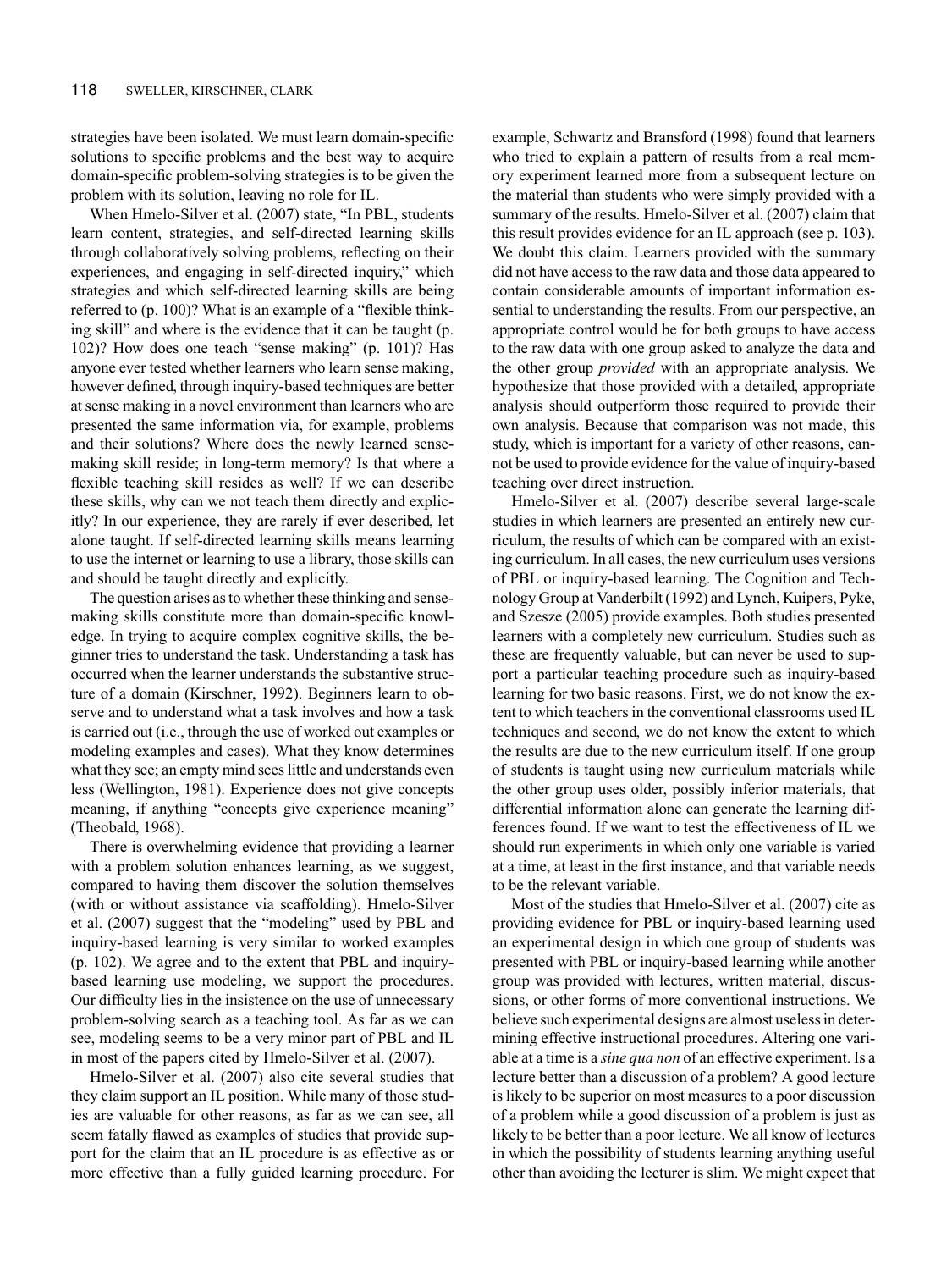strategies have been isolated. We must learn domain-specific solutions to specific problems and the best way to acquire domain-specific problem-solving strategies is to be given the problem with its solution, leaving no role for IL.

When Hmelo-Silver et al. (2007) state, "In PBL, students learn content, strategies, and self-directed learning skills through collaboratively solving problems, reflecting on their experiences, and engaging in self-directed inquiry," which strategies and which self-directed learning skills are being referred to (p. 100)? What is an example of a "flexible thinking skill" and where is the evidence that it can be taught (p. 102)? How does one teach "sense making" (p. 101)? Has anyone ever tested whether learners who learn sense making, however defined, through inquiry-based techniques are better at sense making in a novel environment than learners who are presented the same information via, for example, problems and their solutions? Where does the newly learned sense-making skill reside; in long-term memory? Is that where a flexible teaching skill resides as well? If we can describe these skills, why can we not teach them directly and explicitly? In our experience, they are rarely if ever described, let alone taught. If self-directed learning skills means learning to use the internet or learning to use a library, those skills can and should be taught directly and explicitly.

The question arises as to whether these thinking and sense-making skills constitute more than domain-specific knowledge. In trying to acquire complex cognitive skills, the beginner tries to understand the task. Understanding a task has occurred when the learner understands the substantive structure of a domain (Kirschner, 1992). Beginners learn to observe and to understand what a task involves and how a task is carried out (i.e., through the use of worked out examples or modeling examples and cases). What they know determines what they see; an empty mind sees little and understands even less (Wellington, 1981). Experience does not give concepts meaning, if anything "concepts give experience meaning" (Theobald, 1968).

There is overwhelming evidence that providing a learner with a problem solution enhances learning, as we suggest, compared to having them discover the solution themselves (with or without assistance via scaffolding). Hmelo-Silver et al. (2007) suggest that the "modeling" used by PBL and inquiry-based learning is very similar to worked examples (p. 102). We agree and to the extent that PBL and inquiry-based learning use modeling, we support the procedures. Our difficulty lies in the insistence on the use of unnecessary problem-solving search as a teaching tool. As far as we can see, modeling seems to be a very minor part of PBL and IL in most of the papers cited by Hmelo-Silver et al. (2007).

Hmelo-Silver et al. (2007) also cite several studies that they claim support an IL position. While many of those studies are valuable for other reasons, as far as we can see, all seem fatally flawed as examples of studies that provide support for the claim that an IL procedure is as effective as or more effective than a fully guided learning procedure. For example, Schwartz and Bransford (1998) found that learners who tried to explain a pattern of results from a real memory experiment learned more from a subsequent lecture on the material than students who were simply provided with a summary of the results. Hmelo-Silver et al. (2007) claim that this result provides evidence for an IL approach (see p. 103). We doubt this claim. Learners provided with the summary did not have access to the raw data and those data appeared to contain considerable amounts of important information essential to understanding the results. From our perspective, an appropriate control would be for both groups to have access to the raw data with one group asked to analyze the data and the other group *provided* with an appropriate analysis. We hypothesize that those provided with a detailed, appropriate analysis should outperform those required to provide their own analysis. Because that comparison was not made, this study, which is important for a variety of other reasons, cannot be used to provide evidence for the value of inquiry-based teaching over direct instruction.

Hmelo-Silver et al. (2007) describe several large-scale studies in which learners are presented an entirely new curriculum, the results of which can be compared with an existing curriculum. In all cases, the new curriculum uses versions of PBL or inquiry-based learning. The Cognition and Technology Group at Vanderbilt (1992) and Lynch, Kuipers, Pyke, and Szesze (2005) provide examples. Both studies presented learners with a completely new curriculum. Studies such as these are frequently valuable, but can never be used to support a particular teaching procedure such as inquiry-based learning for two basic reasons. First, we do not know the extent to which teachers in the conventional classrooms used IL techniques and second, we do not know the extent to which the results are due to the new curriculum itself. If one group of students is taught using new curriculum materials while the other group uses older, possibly inferior materials, that differential information alone can generate the learning differences found. If we want to test the effectiveness of IL we should run experiments in which only one variable is varied at a time, at least in the first instance, and that variable needs to be the relevant variable.

Most of the studies that Hmelo-Silver et al. (2007) cite as providing evidence for PBL or inquiry-based learning used an experimental design in which one group of students was presented with PBL or inquiry-based learning while another group was provided with lectures, written material, discussions, or other forms of more conventional instructions. We believe such experimental designs are almost useless in determining effective instructional procedures. Altering one variable at a time is a *sine qua non* of an effective experiment. Is a lecture better than a discussion of a problem? A good lecture is likely to be superior on most measures to a poor discussion of a problem while a good discussion of a problem is just as likely to be better than a poor lecture. We all know of lectures in which the possibility of students learning anything useful other than avoiding the lecturer is slim. We might expect that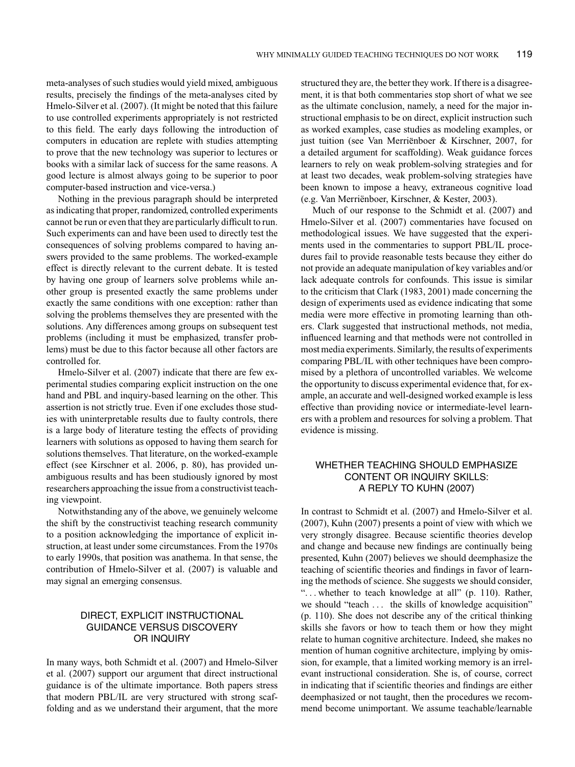meta-analyses of such studies would yield mixed, ambiguous results, precisely the findings of the meta-analyses cited by Hmelo-Silver et al. (2007). (It might be noted that this failure to use controlled experiments appropriately is not restricted to this field. The early days following the introduction of computers in education are replete with studies attempting to prove that the new technology was superior to lectures or books with a similar lack of success for the same reasons. A good lecture is almost always going to be superior to poor computer-based instruction and vice-versa.)

Nothing in the previous paragraph should be interpreted as indicating that proper, randomized, controlled experiments cannot be run or even that they are particularly difficult to run. Such experiments can and have been used to directly test the consequences of solving problems compared to having answers provided to the same problems. The worked-example effect is directly relevant to the current debate. It is tested by having one group of learners solve problems while another group is presented exactly the same problems under exactly the same conditions with one exception: rather than solving the problems themselves they are presented with the solutions. Any differences among groups on subsequent test problems (including it must be emphasized, transfer problems) must be due to this factor because all other factors are controlled for.

Hmelo-Silver et al. (2007) indicate that there are few experimental studies comparing explicit instruction on the one hand and PBL and inquiry-based learning on the other. This assertion is not strictly true. Even if one excludes those studies with uninterpretable results due to faulty controls, there is a large body of literature testing the effects of providing learners with solutions as opposed to having them search for solutions themselves. That literature, on the worked-example effect (see Kirschner et al. 2006, p. 80), has provided unambiguous results and has been studiously ignored by most researchers approaching the issue from a constructivist teaching viewpoint.

Notwithstanding any of the above, we genuinely welcome the shift by the constructivist teaching research community to a position acknowledging the importance of explicit instruction, at least under some circumstances. From the 1970s to early 1990s, that position was anathema. In that sense, the contribution of Hmelo-Silver et al. (2007) is valuable and may signal an emerging consensus.

## DIRECT, EXPLICIT INSTRUCTIONAL GUIDANCE VERSUS DISCOVERY OR INQUIRY

In many ways, both Schmidt et al. (2007) and Hmelo-Silver et al. (2007) support our argument that direct instructional guidance is of the ultimate importance. Both papers stress that modern PBL/IL are very structured with strong scaffolding and as we understand their argument, that the more structured they are, the better they work. If there is a disagreement, it is that both commentaries stop short of what we see as the ultimate conclusion, namely, a need for the major instructional emphasis to be on direct, explicit instruction such as worked examples, case studies as modeling examples, or just tuition (see Van Merriënboer & Kirschner, 2007, for a detailed argument for scaffolding). Weak guidance forces learners to rely on weak problem-solving strategies and for at least two decades, weak problem-solving strategies have been known to impose a heavy, extraneous cognitive load (e.g. Van Merriënboer, Kirschner, & Kester, 2003).

Much of our response to the Schmidt et al. (2007) and Hmelo-Silver et al. (2007) commentaries have focused on methodological issues. We have suggested that the experiments used in the commentaries to support PBL/IL procedures fail to provide reasonable tests because they either do not provide an adequate manipulation of key variables and/or lack adequate controls for confounds. This issue is similar to the criticism that Clark (1983, 2001) made concerning the design of experiments used as evidence indicating that some media were more effective in promoting learning than others. Clark suggested that instructional methods, not media, influenced learning and that methods were not controlled in most media experiments. Similarly, the results of experiments comparing PBL/IL with other techniques have been compromised by a plethora of uncontrolled variables. We welcome the opportunity to discuss experimental evidence that, for example, an accurate and well-designed worked example is less effective than providing novice or intermediate-level learners with a problem and resources for solving a problem. That evidence is missing.

## WHETHER TEACHING SHOULD EMPHASIZE CONTENT OR INQUIRY SKILLS: A REPLY TO KUHN (2007)

In contrast to Schmidt et al. (2007) and Hmelo-Silver et al. (2007), Kuhn (2007) presents a point of view with which we very strongly disagree. Because scientific theories develop and change and because new findings are continually being presented, Kuhn (2007) believes we should deemphasize the teaching of scientific theories and findings in favor of learning the methods of science. She suggests we should consider, "... whether to teach knowledge at all" (p. 110). Rather, we should "teach ... the skills of knowledge acquisition" (p. 110). She does not describe any of the critical thinking skills she favors or how to teach them or how they might relate to human cognitive architecture. Indeed, she makes no mention of human cognitive architecture, implying by omission, for example, that a limited working memory is an irrelevant instructional consideration. She is, of course, correct in indicating that if scientific theories and findings are either deemphasized or not taught, then the procedures we recommend become unimportant. We assume teachable/learnable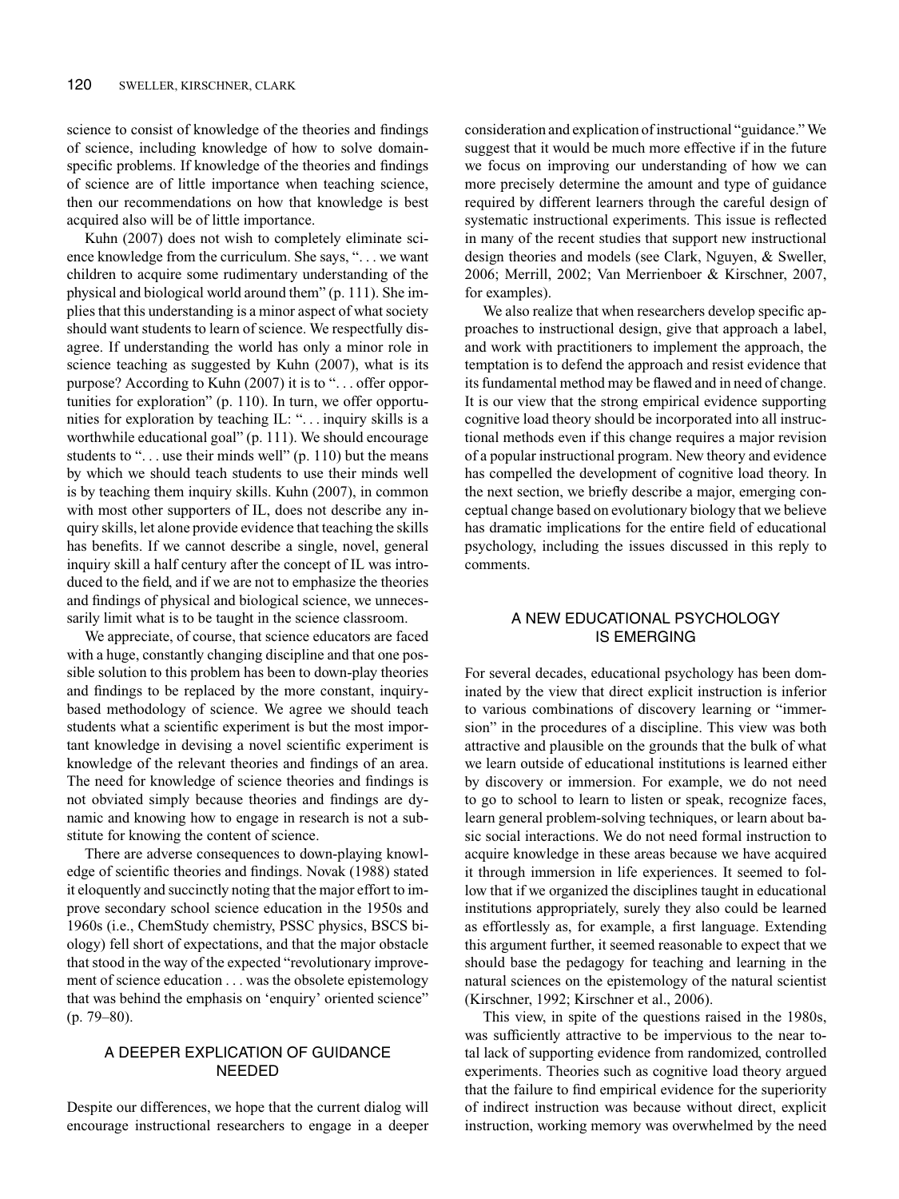science to consist of knowledge of the theories and findings of science, including knowledge of how to solve domain-specific problems. If knowledge of the theories and findings of science are of little importance when teaching science, then our recommendations on how that knowledge is best acquired also will be of little importance.

Kuhn (2007) does not wish to completely eliminate science knowledge from the curriculum. She says, ". . . we want children to acquire some rudimentary understanding of the physical and biological world around them" (p. 111). She implies that this understanding is a minor aspect of what society should want students to learn of science. We respectfully disagree. If understanding the world has only a minor role in science teaching as suggested by Kuhn (2007), what is its purpose? According to Kuhn (2007) it is to ". . . offer opportunities for exploration" (p. 110). In turn, we offer opportunities for exploration by teaching IL: ". . . inquiry skills is a worthwhile educational goal" (p. 111). We should encourage students to ". . . use their minds well" (p. 110) but the means by which we should teach students to use their minds well is by teaching them inquiry skills. Kuhn (2007), in common with most other supporters of IL, does not describe any inquiry skills, let alone provide evidence that teaching the skills has benefits. If we cannot describe a single, novel, general inquiry skill a half century after the concept of IL was introduced to the field, and if we are not to emphasize the theories and findings of physical and biological science, we unnecessarily limit what is to be taught in the science classroom.

We appreciate, of course, that science educators are faced with a huge, constantly changing discipline and that one possible solution to this problem has been to down-play theories and findings to be replaced by the more constant, inquiry-based methodology of science. We agree we should teach students what a scientific experiment is but the most important knowledge in devising a novel scientific experiment is knowledge of the relevant theories and findings of an area. The need for knowledge of science theories and findings is not obviated simply because theories and findings are dynamic and knowing how to engage in research is not a substitute for knowing the content of science.

There are adverse consequences to down-playing knowledge of scientific theories and findings. Novak (1988) stated it eloquently and succinctly noting that the major effort to improve secondary school science education in the 1950s and 1960s (i.e., ChemStudy chemistry, PSSC physics, BSCS biology) fell short of expectations, and that the major obstacle that stood in the way of the expected "revolutionary improvement of science education . . . was the obsolete epistemology that was behind the emphasis on 'enquiry' oriented science" (p. 79–80).

## A DEEPER EXPLICATION OF GUIDANCE NEEDED

Despite our differences, we hope that the current dialog will encourage instructional researchers to engage in a deeper consideration and explication of instructional "guidance." We suggest that it would be much more effective if in the future we focus on improving our understanding of how we can more precisely determine the amount and type of guidance required by different learners through the careful design of systematic instructional experiments. This issue is reflected in many of the recent studies that support new instructional design theories and models (see Clark, Nguyen, & Sweller, 2006; Merrill, 2002; Van Merrienboer & Kirschner, 2007, for examples).

We also realize that when researchers develop specific approaches to instructional design, give that approach a label, and work with practitioners to implement the approach, the temptation is to defend the approach and resist evidence that its fundamental method may be flawed and in need of change. It is our view that the strong empirical evidence supporting cognitive load theory should be incorporated into all instructional methods even if this change requires a major revision of a popular instructional program. New theory and evidence has compelled the development of cognitive load theory. In the next section, we briefly describe a major, emerging conceptual change based on evolutionary biology that we believe has dramatic implications for the entire field of educational psychology, including the issues discussed in this reply to comments.

## A NEW EDUCATIONAL PSYCHOLOGY IS EMERGING

For several decades, educational psychology has been dominated by the view that direct explicit instruction is inferior to various combinations of discovery learning or "immersion" in the procedures of a discipline. This view was both attractive and plausible on the grounds that the bulk of what we learn outside of educational institutions is learned either by discovery or immersion. For example, we do not need to go to school to learn to listen or speak, recognize faces, learn general problem-solving techniques, or learn about basic social interactions. We do not need formal instruction to acquire knowledge in these areas because we have acquired it through immersion in life experiences. It seemed to follow that if we organized the disciplines taught in educational institutions appropriately, surely they also could be learned as effortlessly as, for example, a first language. Extending this argument further, it seemed reasonable to expect that we should base the pedagogy for teaching and learning in the natural sciences on the epistemology of the natural scientist (Kirschner, 1992; Kirschner et al., 2006).

This view, in spite of the questions raised in the 1980s, was sufficiently attractive to be impervious to the near total lack of supporting evidence from randomized, controlled experiments. Theories such as cognitive load theory argued that the failure to find empirical evidence for the superiority of indirect instruction was because without direct, explicit instruction, working memory was overwhelmed by the need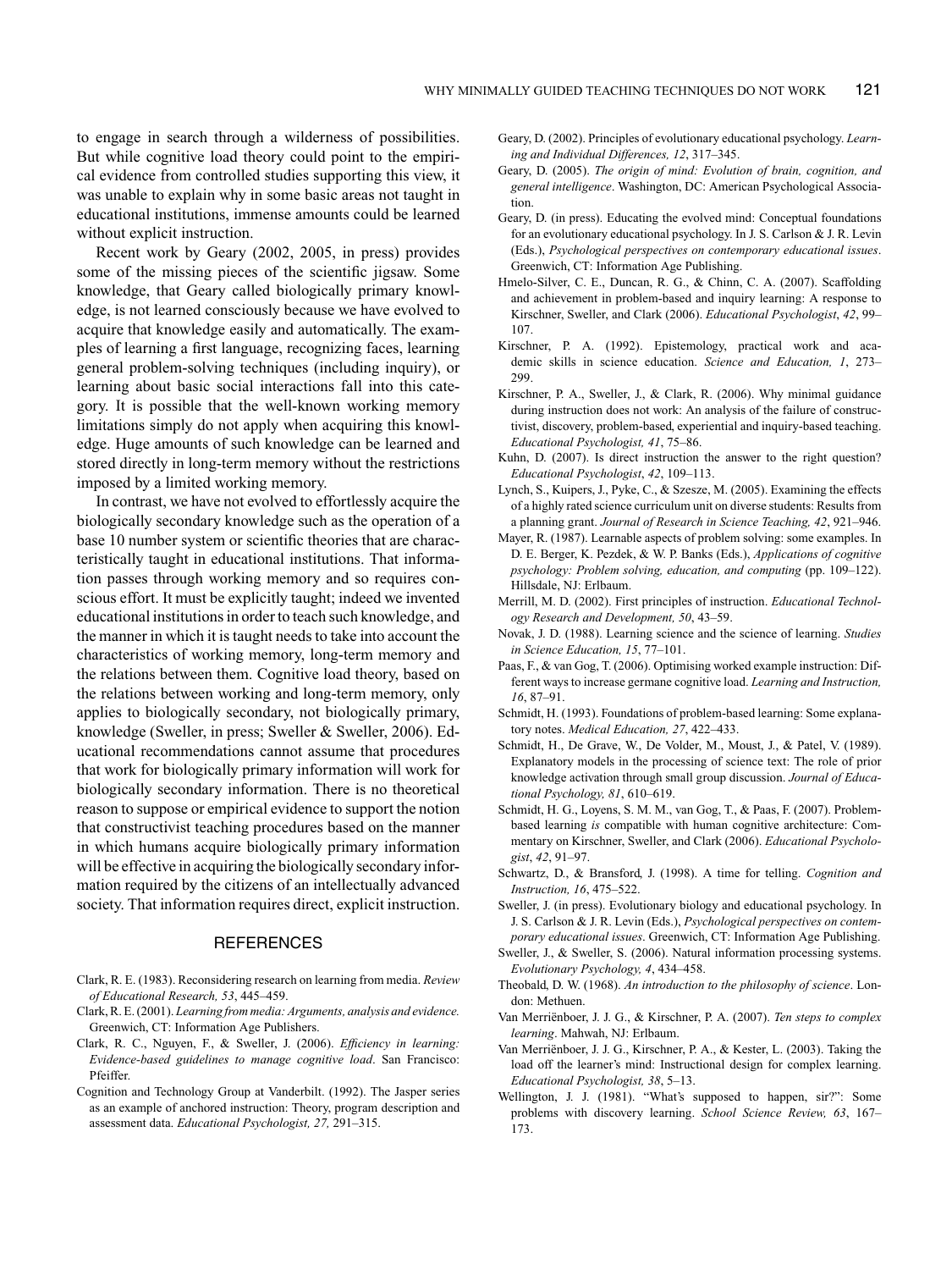to engage in search through a wilderness of possibilities. But while cognitive load theory could point to the empirical evidence from controlled studies supporting this view, it was unable to explain why in some basic areas not taught in educational institutions, immense amounts could be learned without explicit instruction.

Recent work by Geary (2002, 2005, in press) provides some of the missing pieces of the scientific jigsaw. Some knowledge, that Geary called biologically primary knowledge, is not learned consciously because we have evolved to acquire that knowledge easily and automatically. The examples of learning a first language, recognizing faces, learning general problem-solving techniques (including inquiry), or learning about basic social interactions fall into this category. It is possible that the well-known working memory limitations simply do not apply when acquiring this knowledge. Huge amounts of such knowledge can be learned and stored directly in long-term memory without the restrictions imposed by a limited working memory.

In contrast, we have not evolved to effortlessly acquire the biologically secondary knowledge such as the operation of a base 10 number system or scientific theories that are characteristically taught in educational institutions. That information passes through working memory and so requires conscious effort. It must be explicitly taught; indeed we invented educational institutions in order to teach such knowledge, and the manner in which it is taught needs to take into account the characteristics of working memory, long-term memory and the relations between them. Cognitive load theory, based on the relations between working and long-term memory, only applies to biologically secondary, not biologically primary, knowledge (Sweller, in press; Sweller & Sweller, 2006). Educational recommendations cannot assume that procedures that work for biologically primary information will work for biologically secondary information. There is no theoretical reason to suppose or empirical evidence to support the notion that constructivist teaching procedures based on the manner in which humans acquire biologically primary information will be effective in acquiring the biologically secondary information required by the citizens of an intellectually advanced society. That information requires direct, explicit instruction.

## REFERENCES

Clark, R. E. (1983). Reconsidering research on learning from media. *Review of Educational Research, 53*, 445–459.

Clark, R. E. (2001). *Learning from media: Arguments, analysis and evidence.* Greenwich, CT: Information Age Publishers.

Clark, R. C., Nguyen, F., & Sweller, J. (2006). *Efficiency in learning: Evidence-based guidelines to manage cognitive load*. San Francisco: Pfeiffer.

Cognition and Technology Group at Vanderbilt. (1992). The Jasper series as an example of anchored instruction: Theory, program description and assessment data. *Educational Psychologist, 27,* 291–315.

Geary, D. (2002). Principles of evolutionary educational psychology. *Learning and Individual Differences, 12*, 317–345.

Geary, D. (2005). *The origin of mind: Evolution of brain, cognition, and general intelligence*. Washington, DC: American Psychological Association.

Geary, D. (in press). Educating the evolved mind: Conceptual foundations for an evolutionary educational psychology. In J. S. Carlson & J. R. Levin (Eds.), *Psychological perspectives on contemporary educational issues*. Greenwich, CT: Information Age Publishing.

Hmelo-Silver, C. E., Duncan, R. G., & Chinn, C. A. (2007). Scaffolding and achievement in problem-based and inquiry learning: A response to Kirschner, Sweller, and Clark (2006). *Educational Psychologist*, *42*, 99–107.

Kirschner, P. A. (1992). Epistemology, practical work and academic skills in science education. *Science and Education, 1*, 273–299.

Kirschner, P. A., Sweller, J., & Clark, R. (2006). Why minimal guidance during instruction does not work: An analysis of the failure of constructivist, discovery, problem-based, experiential and inquiry-based teaching. *Educational Psychologist, 41*, 75–86.

Kuhn, D. (2007). Is direct instruction the answer to the right question? *Educational Psychologist*, *42*, 109–113.

Lynch, S., Kuipers, J., Pyke, C., & Szesze, M. (2005). Examining the effects of a highly rated science curriculum unit on diverse students: Results from a planning grant. *Journal of Research in Science Teaching, 42*, 921–946.

Mayer, R. (1987). Learnable aspects of problem solving: some examples. In D. E. Berger, K. Pezdek, & W. P. Banks (Eds.), *Applications of cognitive psychology: Problem solving, education, and computing* (pp. 109–122). Hillsdale, NJ: Erlbaum.

Merrill, M. D. (2002). First principles of instruction. *Educational Technology Research and Development, 50*, 43–59.

Novak, J. D. (1988). Learning science and the science of learning. *Studies in Science Education, 15*, 77–101.

Paas, F., & van Gog, T. (2006). Optimising worked example instruction: Different ways to increase germane cognitive load. *Learning and Instruction, 16*, 87–91.

Schmidt, H. (1993). Foundations of problem-based learning: Some explanatory notes. *Medical Education, 27*, 422–433.

Schmidt, H., De Grave, W., De Volder, M., Moust, J., & Patel, V. (1989). Explanatory models in the processing of science text: The role of prior knowledge activation through small group discussion. *Journal of Educational Psychology, 81*, 610–619.

Schmidt, H. G., Loyens, S. M. M., van Gog, T., & Paas, F. (2007). Problem-based learning *is* compatible with human cognitive architecture: Commentary on Kirschner, Sweller, and Clark (2006). *Educational Psychologist*, *42*, 91–97.

Schwartz, D., & Bransford, J. (1998). A time for telling. *Cognition and Instruction, 16*, 475–522.

Sweller, J. (in press). Evolutionary biology and educational psychology. In J. S. Carlson & J. R. Levin (Eds.), *Psychological perspectives on contemporary educational issues*. Greenwich, CT: Information Age Publishing.

Sweller, J., & Sweller, S. (2006). Natural information processing systems. *Evolutionary Psychology, 4*, 434–458.

Theobald, D. W. (1968). *An introduction to the philosophy of science*. London: Methuen.

Van Merriënboer, J. J. G., & Kirschner, P. A. (2007). *Ten steps to complex learning*. Mahwah, NJ: Erlbaum.

Van Merriënboer, J. J. G., Kirschner, P. A., & Kester, L. (2003). Taking the load off the learner's mind: Instructional design for complex learning. *Educational Psychologist, 38*, 5–13.

Wellington, J. J. (1981). "What's supposed to happen, sir?": Some problems with discovery learning. *School Science Review, 63*, 167–173.